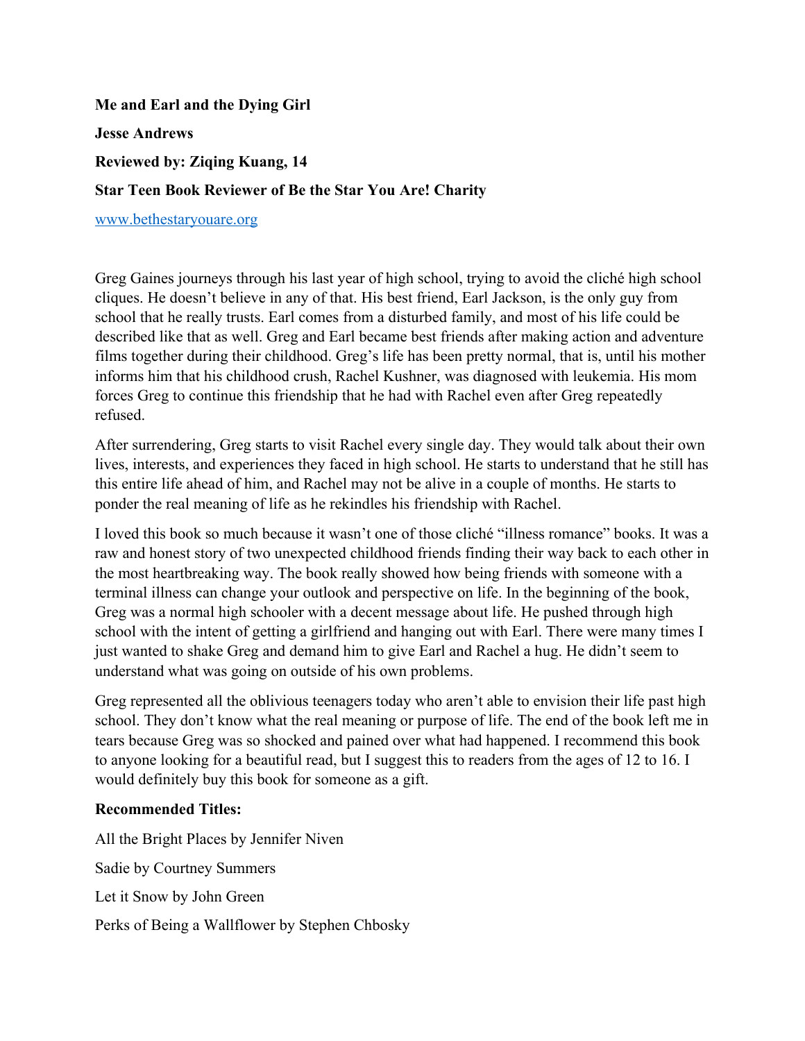**Me and Earl and the Dying Girl**

**Jesse Andrews**

**Reviewed by: Ziqing Kuang, 14**

**Star Teen Book Reviewer of Be the Star You Are! Charity**

[www.bethestaryouare.org](http://www.bethestaryouare.org)

Greg Gaines journeys through his last year of high school, trying to avoid the cliché high school cliques. He doesn't believe in any of that. His best friend, Earl Jackson, is the only guy from school that he really trusts. Earl comes from a disturbed family, and most of his life could be described like that as well. Greg and Earl became best friends after making action and adventure films together during their childhood. Greg's life has been pretty normal, that is, until his mother informs him that his childhood crush, Rachel Kushner, was diagnosed with leukemia. His mom forces Greg to continue this friendship that he had with Rachel even after Greg repeatedly refused.

After surrendering, Greg starts to visit Rachel every single day. They would talk about their own lives, interests, and experiences they faced in high school. He starts to understand that he still has this entire life ahead of him, and Rachel may not be alive in a couple of months. He starts to ponder the real meaning of life as he rekindles his friendship with Rachel.

I loved this book so much because it wasn't one of those cliché "illness romance" books. It was a raw and honest story of two unexpected childhood friends finding their way back to each other in the most heartbreaking way. The book really showed how being friends with someone with a terminal illness can change your outlook and perspective on life. In the beginning of the book, Greg was a normal high schooler with a decent message about life. He pushed through high school with the intent of getting a girlfriend and hanging out with Earl. There were many times I just wanted to shake Greg and demand him to give Earl and Rachel a hug. He didn't seem to understand what was going on outside of his own problems.

Greg represented all the oblivious teenagers today who aren't able to envision their life past high school. They don't know what the real meaning or purpose of life. The end of the book left me in tears because Greg was so shocked and pained over what had happened. I recommend this book to anyone looking for a beautiful read, but I suggest this to readers from the ages of 12 to 16. I would definitely buy this book for someone as a gift.

**Recommended Titles:**

All the Bright Places by Jennifer Niven

Sadie by Courtney Summers

Let it Snow by John Green

Perks of Being a Wallflower by Stephen Chbosky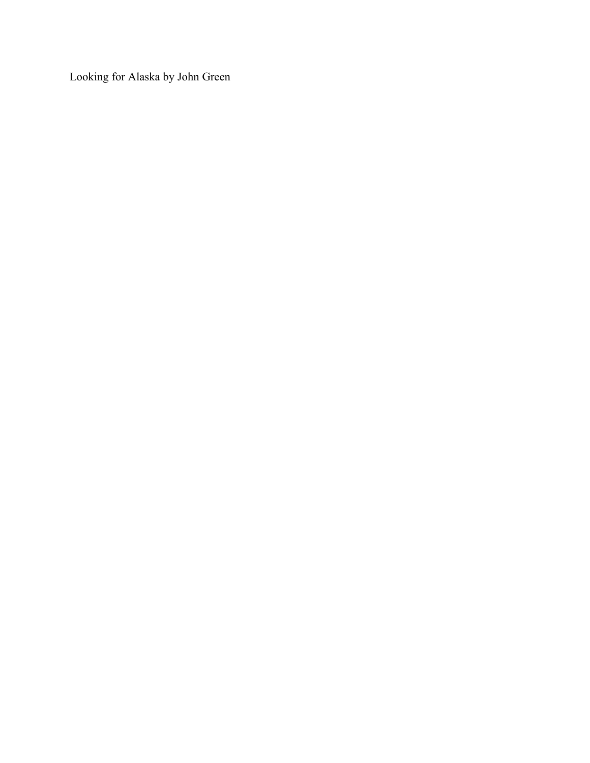Looking for Alaska by John Green